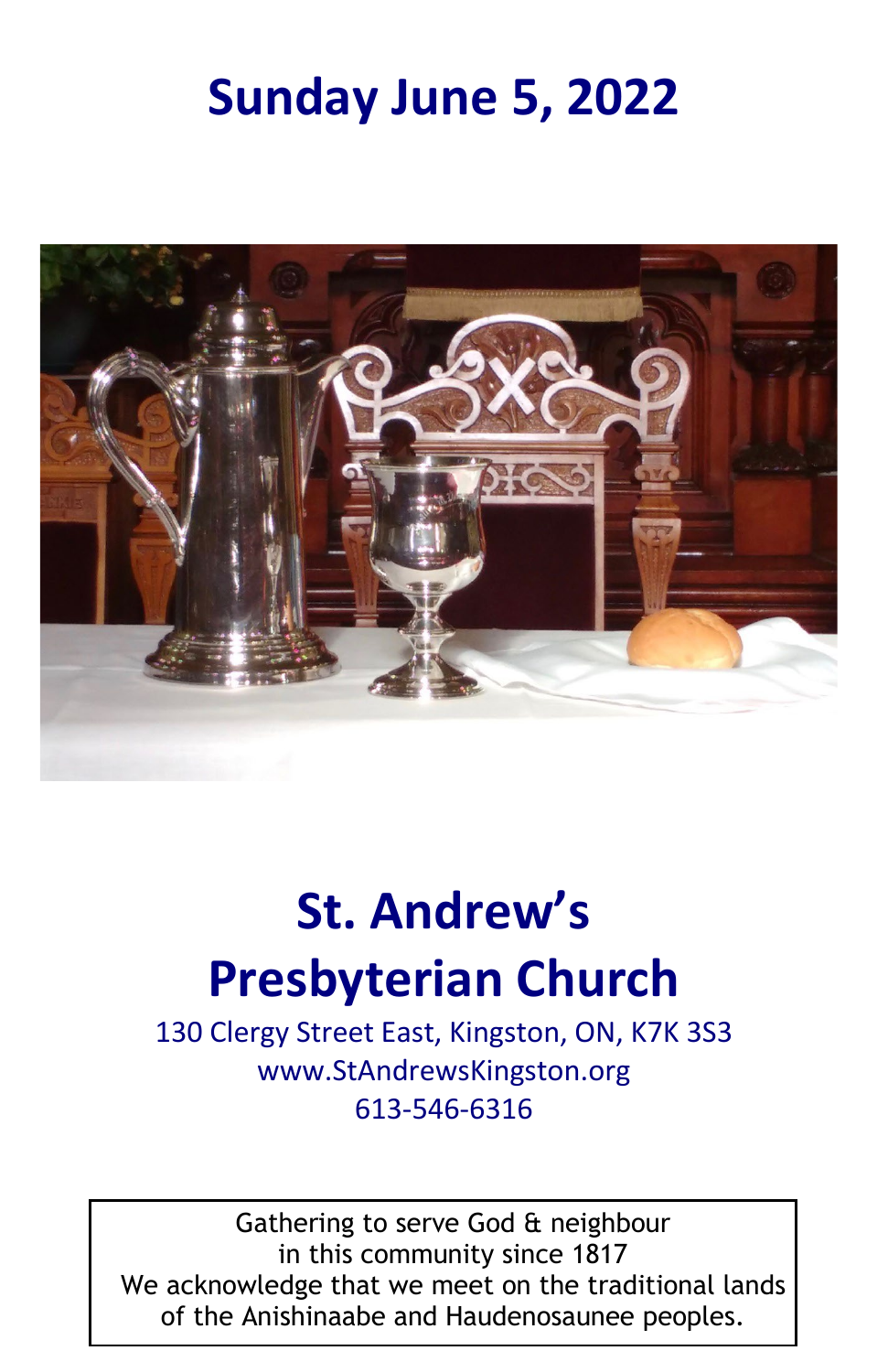# Sunday June 5, 2022

# St. Andrew's Presbyterian Church

130 Clergy Street East, Kingston, ON, K7K 3S3
www.StAndrewsKingston.org
613-546-6316

Gathering to serve God & neighbour
in this community since 1817
We acknowledge that we meet on the traditional lands
of the Anishinaabe and Haudenosaunee peoples.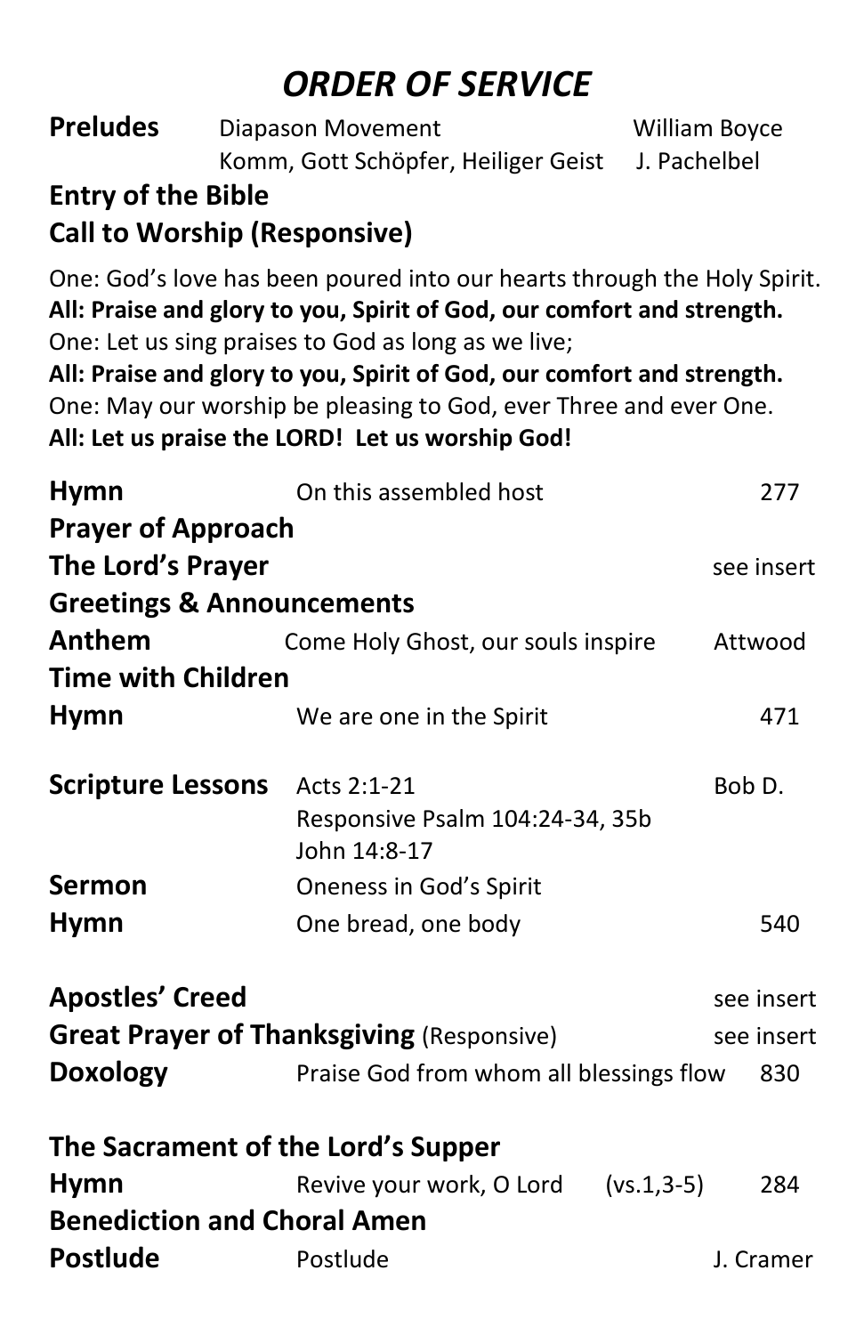# *ORDER OF SERVICE*

**Preludes** Diapason Movement — William Boyce
Komm, Gott Schöpfer, Heiliger Geist — J. Pachelbel

**Entry of the Bible**

**Call to Worship (Responsive)**

One: God's love has been poured into our hearts through the Holy Spirit.
**All: Praise and glory to you, Spirit of God, our comfort and strength.**
One: Let us sing praises to God as long as we live;
**All: Praise and glory to you, Spirit of God, our comfort and strength.**
One: May our worship be pleasing to God, ever Three and ever One.
**All: Let us praise the LORD! Let us worship God!**

**Hymn** On this assembled host — 277

**Prayer of Approach**

**The Lord's Prayer** — see insert

**Greetings & Announcements**

**Anthem** Come Holy Ghost, our souls inspire — Attwood

**Time with Children**

**Hymn** We are one in the Spirit — 471

**Scripture Lessons** Acts 2:1-21 — Bob D.
Responsive Psalm 104:24-34, 35b
John 14:8-17

**Sermon** Oneness in God's Spirit

**Hymn** One bread, one body — 540

**Apostles' Creed** — see insert

**Great Prayer of Thanksgiving** (Responsive) — see insert

**Doxology** Praise God from whom all blessings flow — 830

**The Sacrament of the Lord's Supper**

**Hymn** Revive your work, O Lord (vs.1,3-5) — 284

**Benediction and Choral Amen**

**Postlude** Postlude — J. Cramer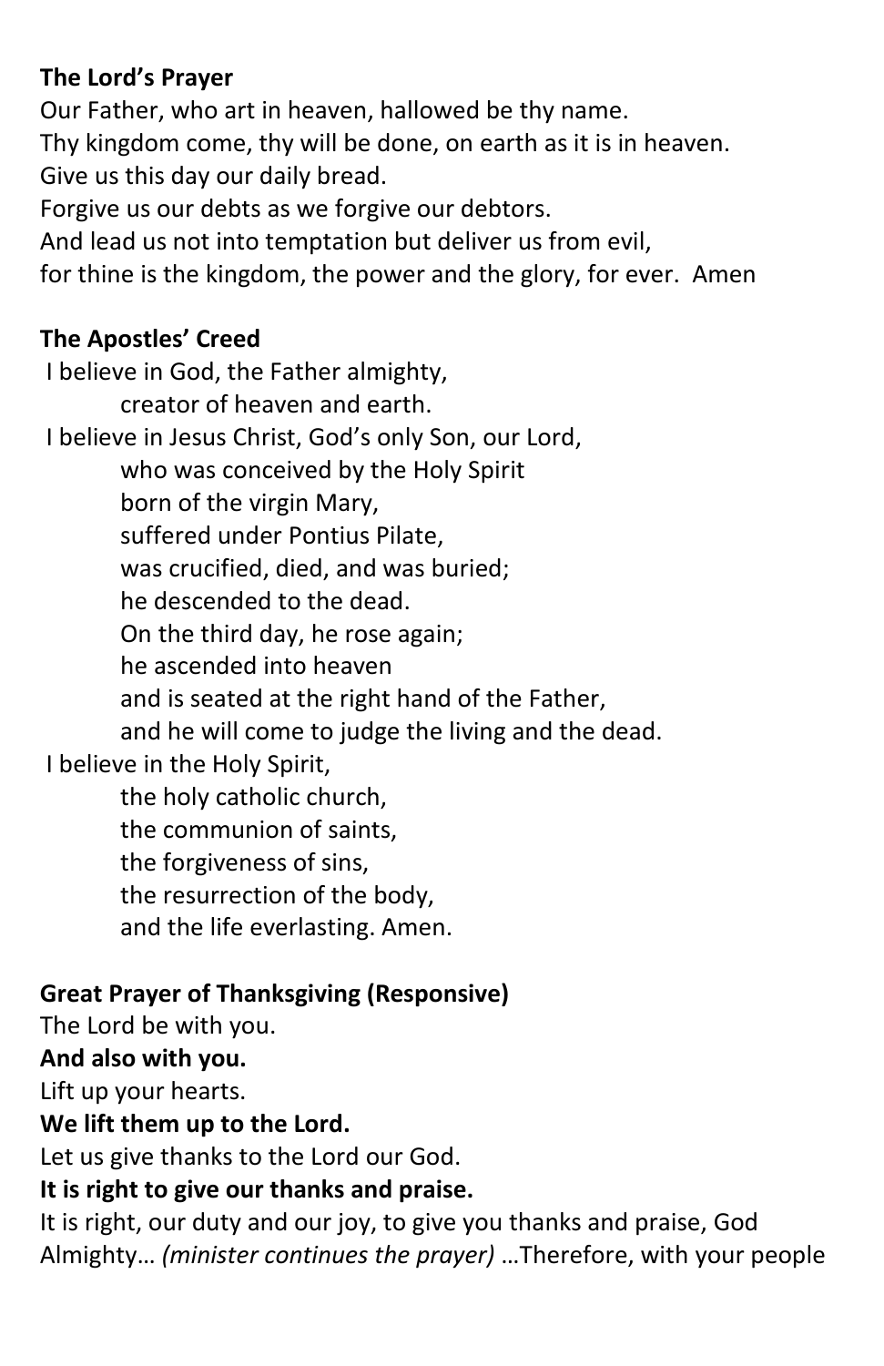**The Lord's Prayer**

Our Father, who art in heaven, hallowed be thy name.
Thy kingdom come, thy will be done, on earth as it is in heaven.
Give us this day our daily bread.
Forgive us our debts as we forgive our debtors.
And lead us not into temptation but deliver us from evil,
for thine is the kingdom, the power and the glory, for ever. Amen

**The Apostles' Creed**

I believe in God, the Father almighty,
  creator of heaven and earth.
I believe in Jesus Christ, God's only Son, our Lord,
  who was conceived by the Holy Spirit
  born of the virgin Mary,
  suffered under Pontius Pilate,
  was crucified, died, and was buried;
  he descended to the dead.
  On the third day, he rose again;
  he ascended into heaven
  and is seated at the right hand of the Father,
  and he will come to judge the living and the dead.
I believe in the Holy Spirit,
  the holy catholic church,
  the communion of saints,
  the forgiveness of sins,
  the resurrection of the body,
  and the life everlasting. Amen.

**Great Prayer of Thanksgiving (Responsive)**

The Lord be with you.
**And also with you.**
Lift up your hearts.
**We lift them up to the Lord.**
Let us give thanks to the Lord our God.
**It is right to give our thanks and praise.**
It is right, our duty and our joy, to give you thanks and praise, God Almighty… *(minister continues the prayer)* …Therefore, with your people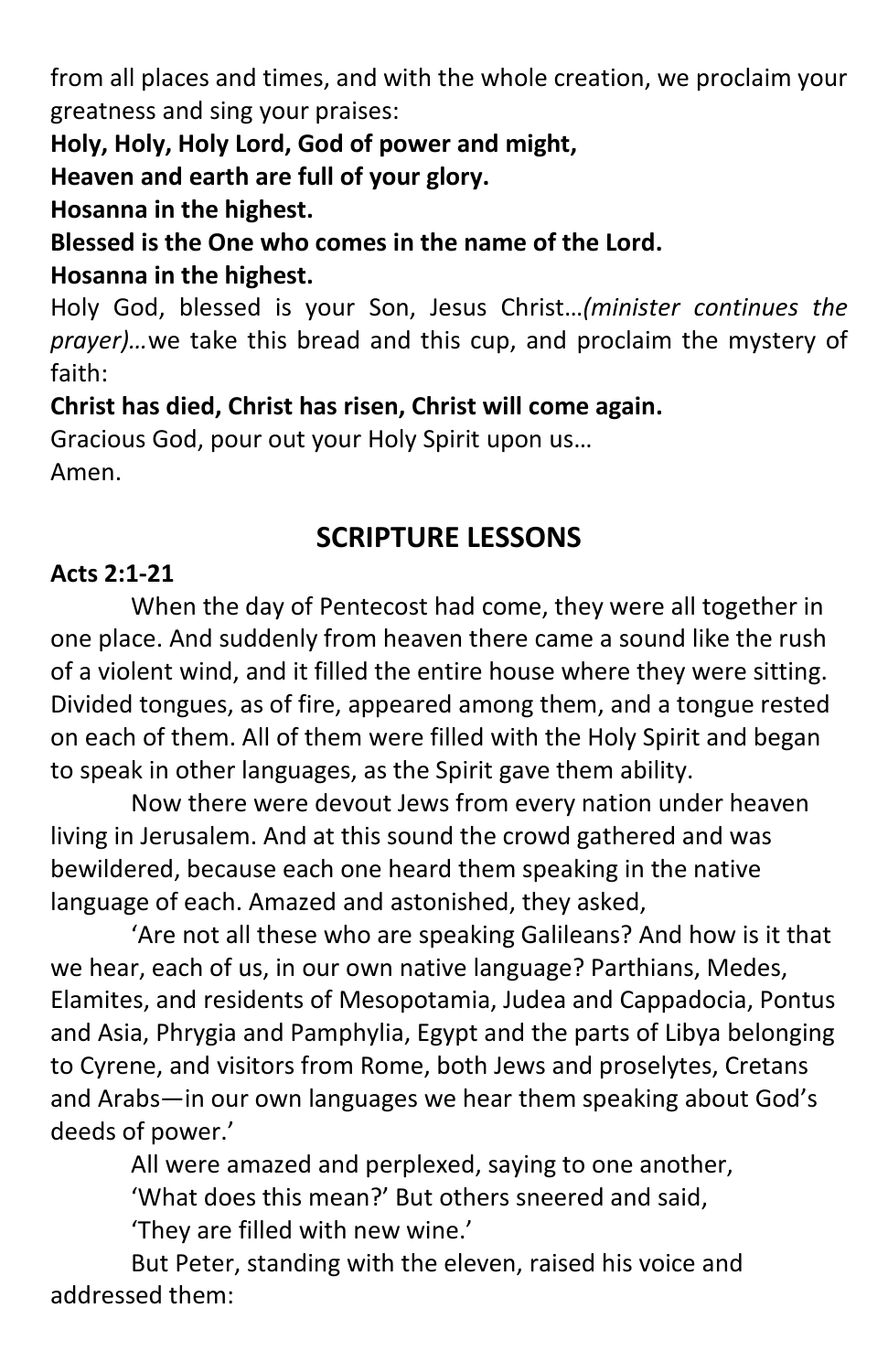from all places and times, and with the whole creation, we proclaim your greatness and sing your praises:

**Holy, Holy, Holy Lord, God of power and might,**
**Heaven and earth are full of your glory.**
**Hosanna in the highest.**
**Blessed is the One who comes in the name of the Lord.**
**Hosanna in the highest.**

Holy God, blessed is your Son, Jesus Christ…*(minister continues the prayer)…*we take this bread and this cup, and proclaim the mystery of faith:

**Christ has died, Christ has risen, Christ will come again.**

Gracious God, pour out your Holy Spirit upon us…
Amen.

## SCRIPTURE LESSONS

**Acts 2:1-21**

When the day of Pentecost had come, they were all together in one place. And suddenly from heaven there came a sound like the rush of a violent wind, and it filled the entire house where they were sitting. Divided tongues, as of fire, appeared among them, and a tongue rested on each of them. All of them were filled with the Holy Spirit and began to speak in other languages, as the Spirit gave them ability.

Now there were devout Jews from every nation under heaven living in Jerusalem. And at this sound the crowd gathered and was bewildered, because each one heard them speaking in the native language of each. Amazed and astonished, they asked,

'Are not all these who are speaking Galileans? And how is it that we hear, each of us, in our own native language? Parthians, Medes, Elamites, and residents of Mesopotamia, Judea and Cappadocia, Pontus and Asia, Phrygia and Pamphylia, Egypt and the parts of Libya belonging to Cyrene, and visitors from Rome, both Jews and proselytes, Cretans and Arabs—in our own languages we hear them speaking about God's deeds of power.'

All were amazed and perplexed, saying to one another,
'What does this mean?' But others sneered and said,
'They are filled with new wine.'

But Peter, standing with the eleven, raised his voice and addressed them: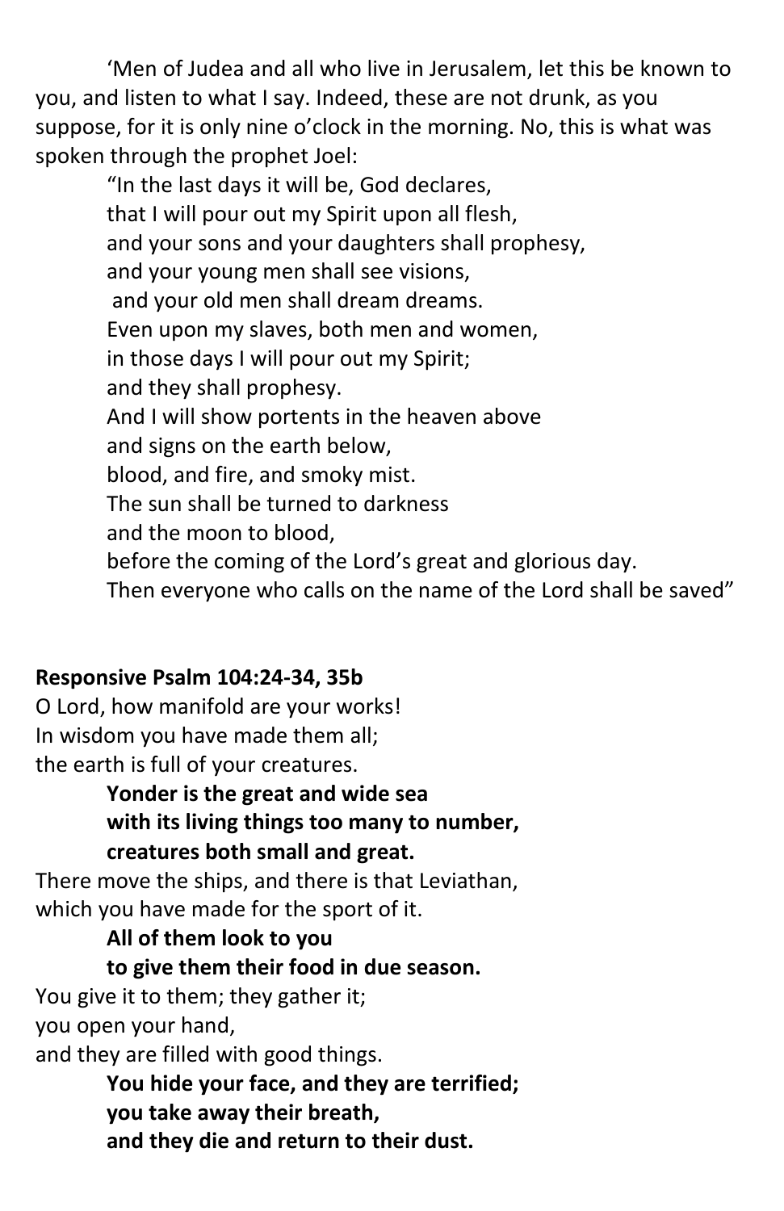'Men of Judea and all who live in Jerusalem, let this be known to you, and listen to what I say. Indeed, these are not drunk, as you suppose, for it is only nine o'clock in the morning. No, this is what was spoken through the prophet Joel:

> "In the last days it will be, God declares,
> that I will pour out my Spirit upon all flesh,
> and your sons and your daughters shall prophesy,
> and your young men shall see visions,
> and your old men shall dream dreams.
> Even upon my slaves, both men and women,
> in those days I will pour out my Spirit;
> and they shall prophesy.
> And I will show portents in the heaven above
> and signs on the earth below,
> blood, and fire, and smoky mist.
> The sun shall be turned to darkness
> and the moon to blood,
> before the coming of the Lord's great and glorious day.
> Then everyone who calls on the name of the Lord shall be saved"

**Responsive Psalm 104:24-34, 35b**

O Lord, how manifold are your works!
In wisdom you have made them all;
the earth is full of your creatures.

> **Yonder is the great and wide sea**
> **with its living things too many to number,**
> **creatures both small and great.**

There move the ships, and there is that Leviathan,
which you have made for the sport of it.

> **All of them look to you**
> **to give them their food in due season.**

You give it to them; they gather it;
you open your hand,
and they are filled with good things.

> **You hide your face, and they are terrified;**
> **you take away their breath,**
> **and they die and return to their dust.**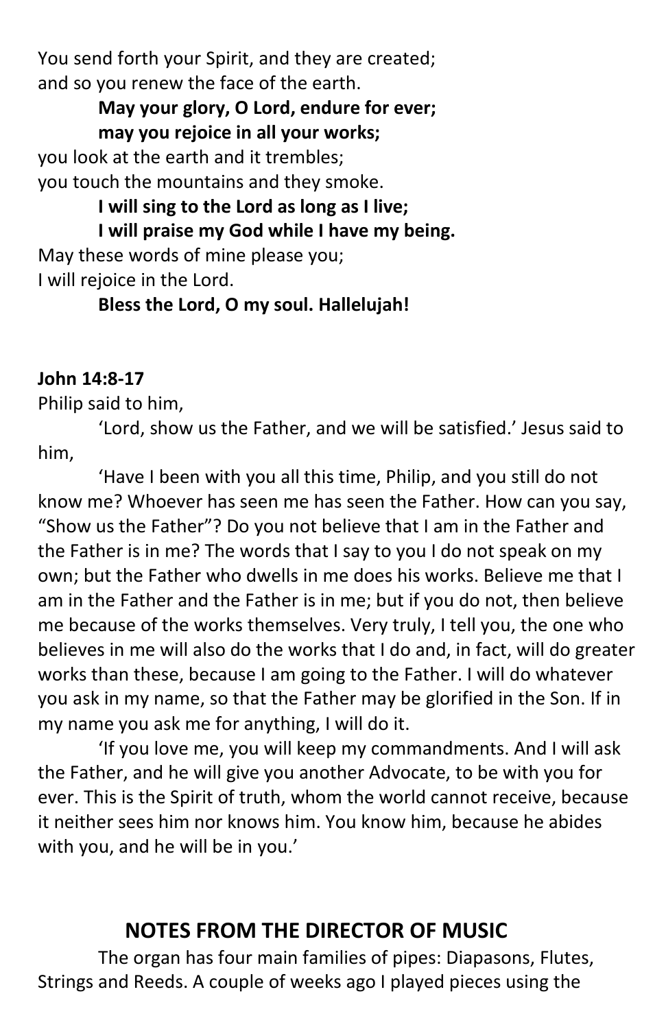You send forth your Spirit, and they are created;
and so you renew the face of the earth.

**May your glory, O Lord, endure for ever;**
**may you rejoice in all your works;**

you look at the earth and it trembles;
you touch the mountains and they smoke.

**I will sing to the Lord as long as I live;**
**I will praise my God while I have my being.**

May these words of mine please you;
I will rejoice in the Lord.

**Bless the Lord, O my soul. Hallelujah!**

**John 14:8-17**

Philip said to him,

'Lord, show us the Father, and we will be satisfied.' Jesus said to him,

'Have I been with you all this time, Philip, and you still do not know me? Whoever has seen me has seen the Father. How can you say, "Show us the Father"? Do you not believe that I am in the Father and the Father is in me? The words that I say to you I do not speak on my own; but the Father who dwells in me does his works. Believe me that I am in the Father and the Father is in me; but if you do not, then believe me because of the works themselves. Very truly, I tell you, the one who believes in me will also do the works that I do and, in fact, will do greater works than these, because I am going to the Father. I will do whatever you ask in my name, so that the Father may be glorified in the Son. If in my name you ask me for anything, I will do it.

'If you love me, you will keep my commandments. And I will ask the Father, and he will give you another Advocate, to be with you for ever. This is the Spirit of truth, whom the world cannot receive, because it neither sees him nor knows him. You know him, because he abides with you, and he will be in you.'

## NOTES FROM THE DIRECTOR OF MUSIC

The organ has four main families of pipes: Diapasons, Flutes, Strings and Reeds. A couple of weeks ago I played pieces using the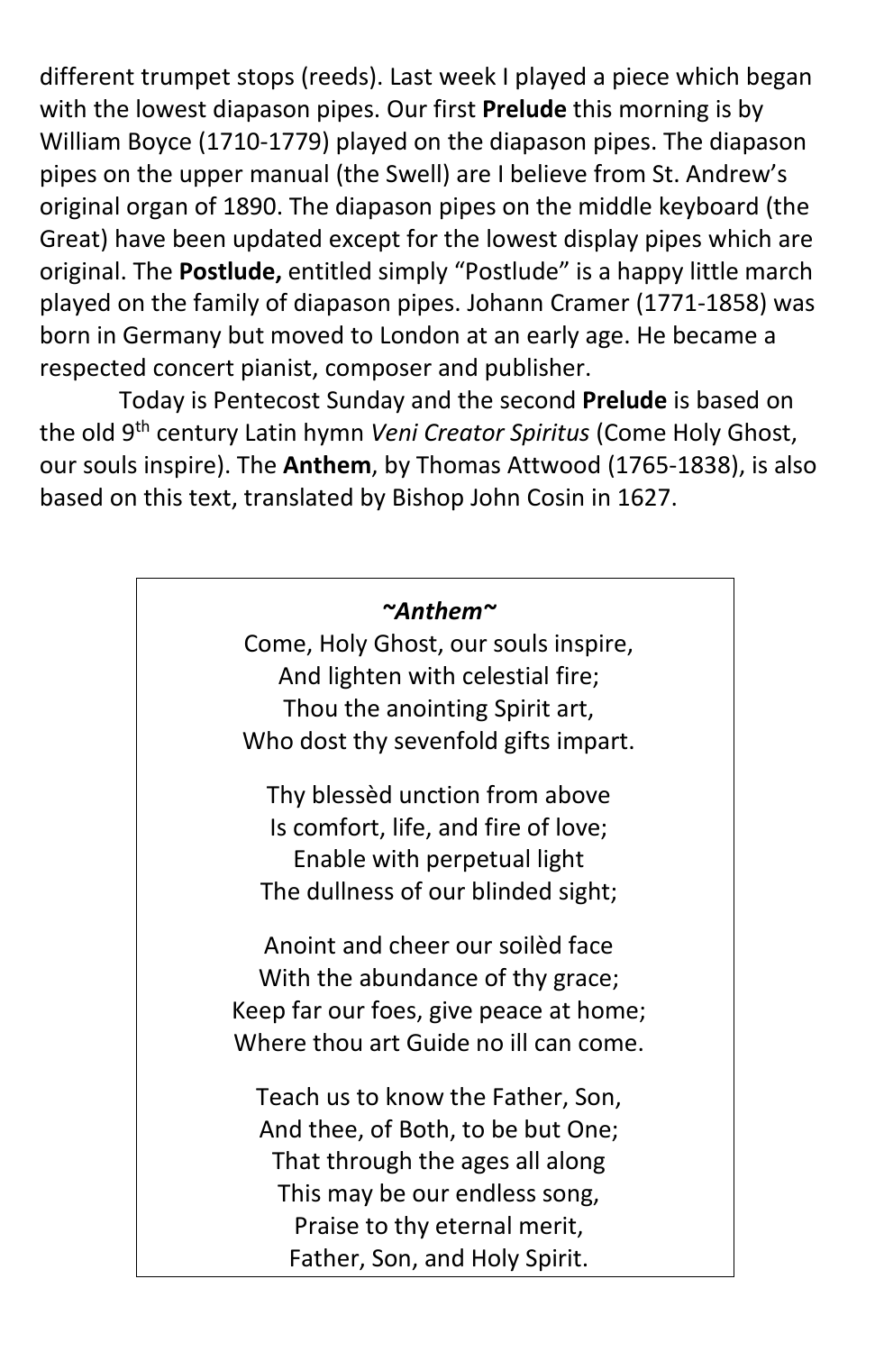different trumpet stops (reeds). Last week I played a piece which began with the lowest diapason pipes. Our first **Prelude** this morning is by William Boyce (1710-1779) played on the diapason pipes. The diapason pipes on the upper manual (the Swell) are I believe from St. Andrew's original organ of 1890. The diapason pipes on the middle keyboard (the Great) have been updated except for the lowest display pipes which are original. The **Postlude,** entitled simply "Postlude" is a happy little march played on the family of diapason pipes. Johann Cramer (1771-1858) was born in Germany but moved to London at an early age. He became a respected concert pianist, composer and publisher.

Today is Pentecost Sunday and the second **Prelude** is based on the old 9th century Latin hymn *Veni Creator Spiritus* (Come Holy Ghost, our souls inspire). The **Anthem**, by Thomas Attwood (1765-1838), is also based on this text, translated by Bishop John Cosin in 1627.

***~Anthem~***

Come, Holy Ghost, our souls inspire,
And lighten with celestial fire;
Thou the anointing Spirit art,
Who dost thy sevenfold gifts impart.

Thy blessèd unction from above
Is comfort, life, and fire of love;
Enable with perpetual light
The dullness of our blinded sight;

Anoint and cheer our soilèd face
With the abundance of thy grace;
Keep far our foes, give peace at home;
Where thou art Guide no ill can come.

Teach us to know the Father, Son,
And thee, of Both, to be but One;
That through the ages all along
This may be our endless song,
Praise to thy eternal merit,
Father, Son, and Holy Spirit.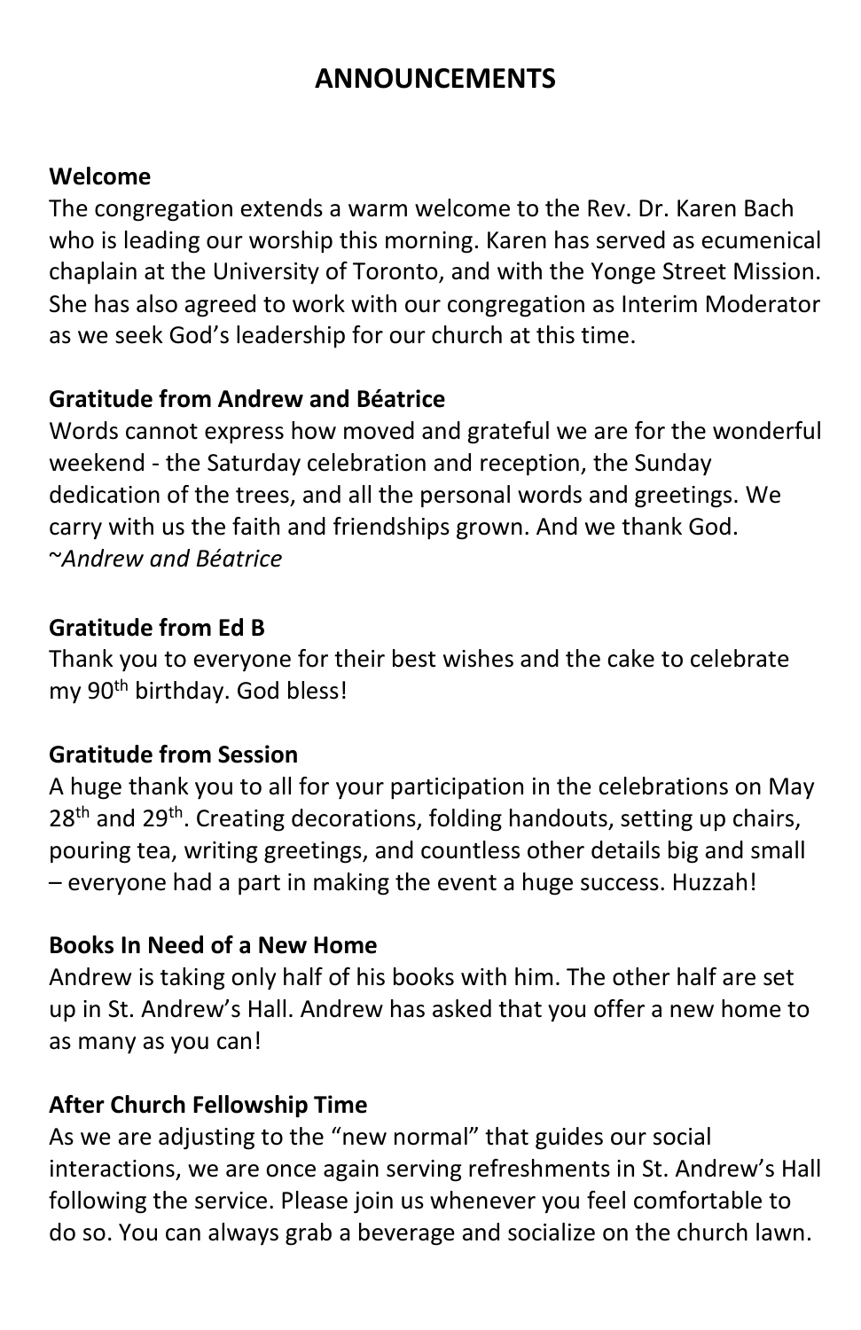# ANNOUNCEMENTS

**Welcome**

The congregation extends a warm welcome to the Rev. Dr. Karen Bach who is leading our worship this morning. Karen has served as ecumenical chaplain at the University of Toronto, and with the Yonge Street Mission. She has also agreed to work with our congregation as Interim Moderator as we seek God's leadership for our church at this time.

**Gratitude from Andrew and Béatrice**

Words cannot express how moved and grateful we are for the wonderful weekend - the Saturday celebration and reception, the Sunday dedication of the trees, and all the personal words and greetings. We carry with us the faith and friendships grown. And we thank God.
~*Andrew and Béatrice*

**Gratitude from Ed B**

Thank you to everyone for their best wishes and the cake to celebrate my 90th birthday. God bless!

**Gratitude from Session**

A huge thank you to all for your participation in the celebrations on May 28th and 29th. Creating decorations, folding handouts, setting up chairs, pouring tea, writing greetings, and countless other details big and small – everyone had a part in making the event a huge success. Huzzah!

**Books In Need of a New Home**

Andrew is taking only half of his books with him. The other half are set up in St. Andrew's Hall. Andrew has asked that you offer a new home to as many as you can!

**After Church Fellowship Time**

As we are adjusting to the "new normal" that guides our social interactions, we are once again serving refreshments in St. Andrew's Hall following the service. Please join us whenever you feel comfortable to do so. You can always grab a beverage and socialize on the church lawn.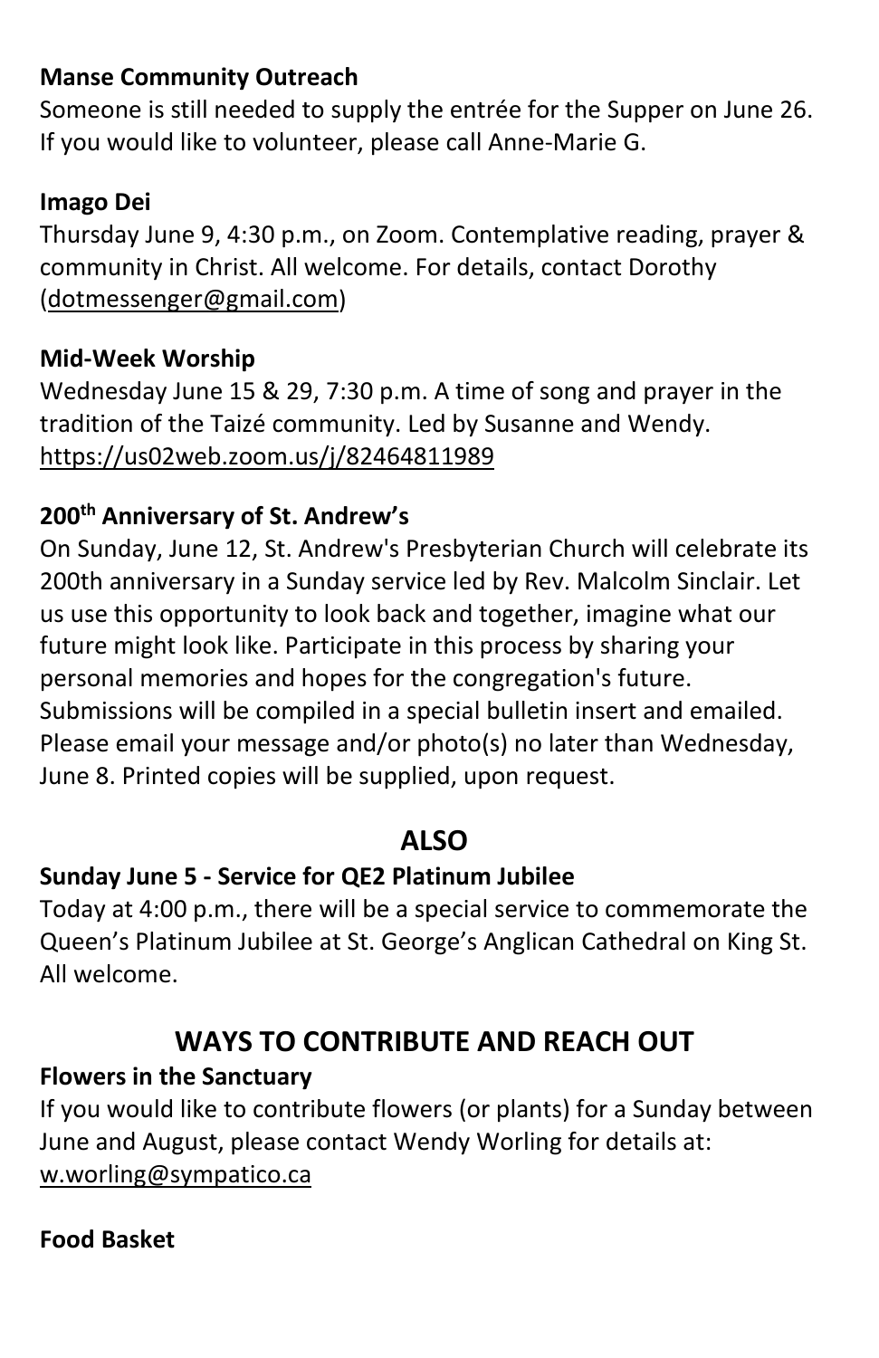**Manse Community Outreach**

Someone is still needed to supply the entrée for the Supper on June 26. If you would like to volunteer, please call Anne-Marie G.

**Imago Dei**

Thursday June 9, 4:30 p.m., on Zoom. Contemplative reading, prayer & community in Christ. All welcome. For details, contact Dorothy (dotmessenger@gmail.com)

**Mid-Week Worship**

Wednesday June 15 & 29, 7:30 p.m. A time of song and prayer in the tradition of the Taizé community. Led by Susanne and Wendy. https://us02web.zoom.us/j/82464811989

**200th Anniversary of St. Andrew's**

On Sunday, June 12, St. Andrew's Presbyterian Church will celebrate its 200th anniversary in a Sunday service led by Rev. Malcolm Sinclair. Let us use this opportunity to look back and together, imagine what our future might look like. Participate in this process by sharing your personal memories and hopes for the congregation's future. Submissions will be compiled in a special bulletin insert and emailed. Please email your message and/or photo(s) no later than Wednesday, June 8. Printed copies will be supplied, upon request.

## ALSO

**Sunday June 5 - Service for QE2 Platinum Jubilee**

Today at 4:00 p.m., there will be a special service to commemorate the Queen's Platinum Jubilee at St. George's Anglican Cathedral on King St. All welcome.

## WAYS TO CONTRIBUTE AND REACH OUT

**Flowers in the Sanctuary**

If you would like to contribute flowers (or plants) for a Sunday between June and August, please contact Wendy Worling for details at: w.worling@sympatico.ca

**Food Basket**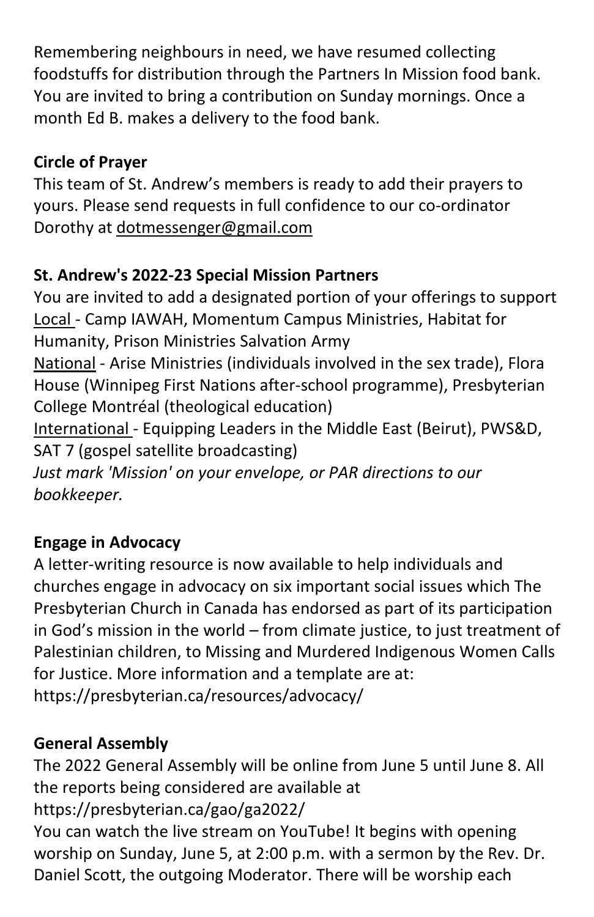Remembering neighbours in need, we have resumed collecting foodstuffs for distribution through the Partners In Mission food bank. You are invited to bring a contribution on Sunday mornings. Once a month Ed B. makes a delivery to the food bank.

**Circle of Prayer**

This team of St. Andrew's members is ready to add their prayers to yours. Please send requests in full confidence to our co-ordinator Dorothy at dotmessenger@gmail.com

**St. Andrew's 2022-23 Special Mission Partners**

You are invited to add a designated portion of your offerings to support
Local - Camp IAWAH, Momentum Campus Ministries, Habitat for Humanity, Prison Ministries Salvation Army
National - Arise Ministries (individuals involved in the sex trade), Flora House (Winnipeg First Nations after-school programme), Presbyterian College Montréal (theological education)
International - Equipping Leaders in the Middle East (Beirut), PWS&D, SAT 7 (gospel satellite broadcasting)
*Just mark 'Mission' on your envelope, or PAR directions to our bookkeeper.*

**Engage in Advocacy**

A letter-writing resource is now available to help individuals and churches engage in advocacy on six important social issues which The Presbyterian Church in Canada has endorsed as part of its participation in God's mission in the world – from climate justice, to just treatment of Palestinian children, to Missing and Murdered Indigenous Women Calls for Justice. More information and a template are at: https://presbyterian.ca/resources/advocacy/

**General Assembly**

The 2022 General Assembly will be online from June 5 until June 8. All the reports being considered are available at https://presbyterian.ca/gao/ga2022/
You can watch the live stream on YouTube! It begins with opening worship on Sunday, June 5, at 2:00 p.m. with a sermon by the Rev. Dr. Daniel Scott, the outgoing Moderator. There will be worship each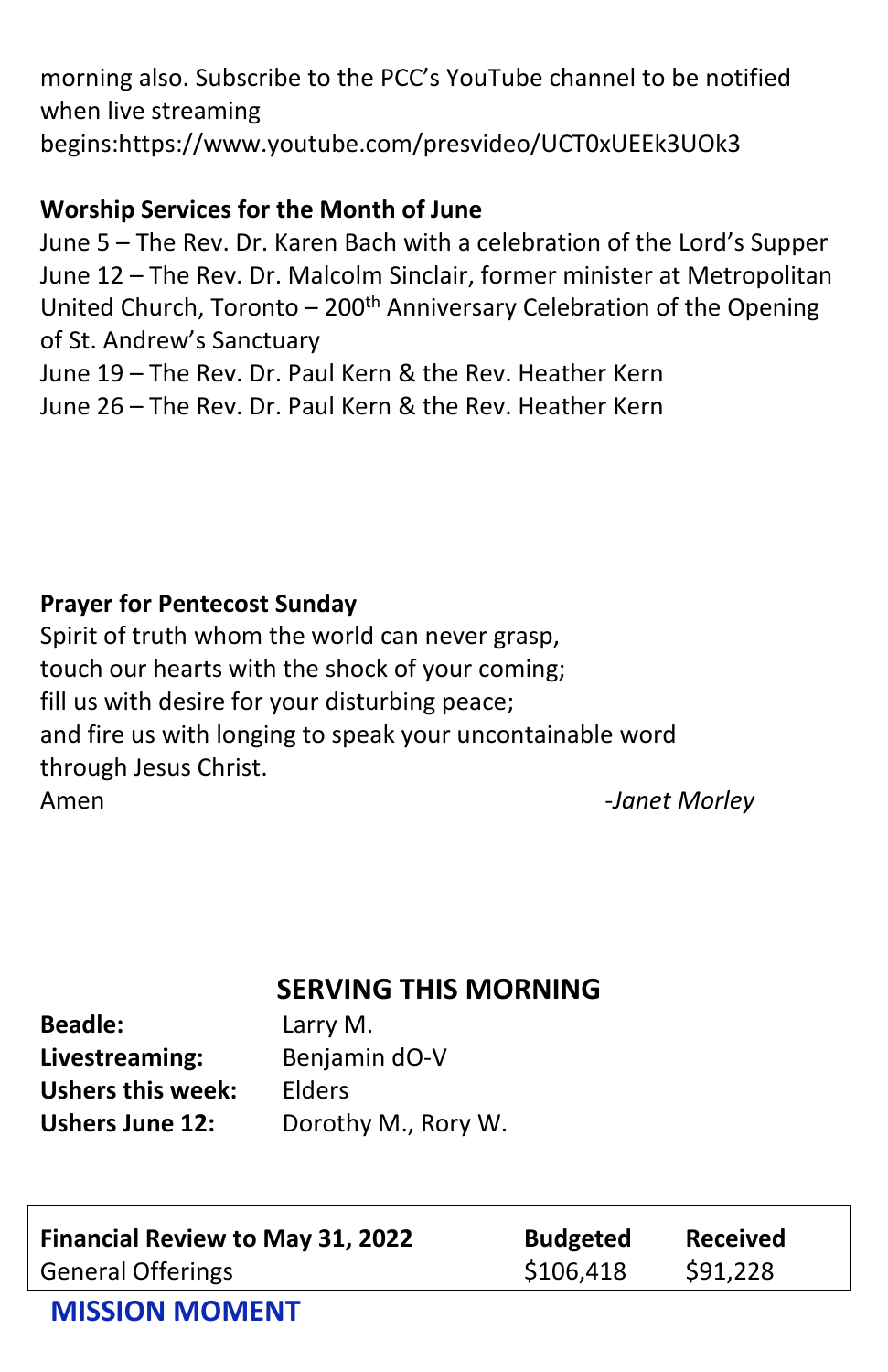morning also. Subscribe to the PCC's YouTube channel to be notified when live streaming begins:https://www.youtube.com/presvideo/UCT0xUEEk3UOk3

**Worship Services for the Month of June**

June 5 – The Rev. Dr. Karen Bach with a celebration of the Lord's Supper
June 12 – The Rev. Dr. Malcolm Sinclair, former minister at Metropolitan United Church, Toronto – 200th Anniversary Celebration of the Opening of St. Andrew's Sanctuary
June 19 – The Rev. Dr. Paul Kern & the Rev. Heather Kern
June 26 – The Rev. Dr. Paul Kern & the Rev. Heather Kern

**Prayer for Pentecost Sunday**

Spirit of truth whom the world can never grasp,
touch our hearts with the shock of your coming;
fill us with desire for your disturbing peace;
and fire us with longing to speak your uncontainable word
through Jesus Christ.
Amen

*-Janet Morley*

## SERVING THIS MORNING

| | |
|---|---|
| **Beadle:** | Larry M. |
| **Livestreaming:** | Benjamin dO-V |
| **Ushers this week:** | Elders |
| **Ushers June 12:** | Dorothy M., Rory W. |

| **Financial Review to May 31, 2022** | **Budgeted** | **Received** |
|---|---|---|
| General Offerings | $106,418 | $91,228 |

## MISSION MOMENT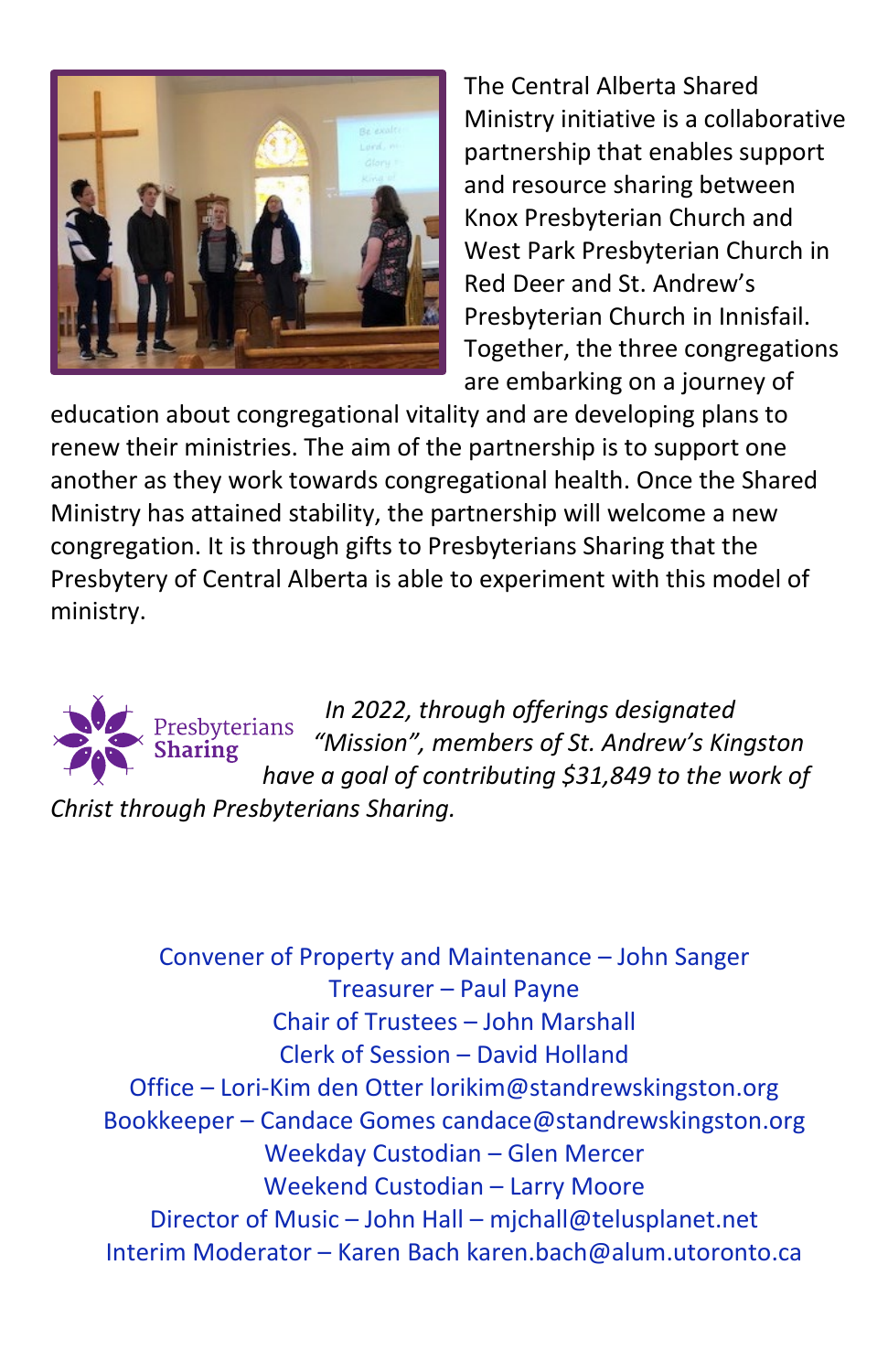The Central Alberta Shared Ministry initiative is a collaborative partnership that enables support and resource sharing between Knox Presbyterian Church and West Park Presbyterian Church in Red Deer and St. Andrew's Presbyterian Church in Innisfail. Together, the three congregations are embarking on a journey of education about congregational vitality and are developing plans to renew their ministries. The aim of the partnership is to support one another as they work towards congregational health. Once the Shared Ministry has attained stability, the partnership will welcome a new congregation. It is through gifts to Presbyterians Sharing that the Presbytery of Central Alberta is able to experiment with this model of ministry.

Presbyterians **Sharing**

*In 2022, through offerings designated "Mission", members of St. Andrew's Kingston have a goal of contributing $31,849 to the work of Christ through Presbyterians Sharing.*

Convener of Property and Maintenance – John Sanger
Treasurer – Paul Payne
Chair of Trustees – John Marshall
Clerk of Session – David Holland
Office – Lori-Kim den Otter lorikim@standrewskingston.org
Bookkeeper – Candace Gomes candace@standrewskingston.org
Weekday Custodian – Glen Mercer
Weekend Custodian – Larry Moore
Director of Music – John Hall – mjchall@telusplanet.net
Interim Moderator – Karen Bach karen.bach@alum.utoronto.ca